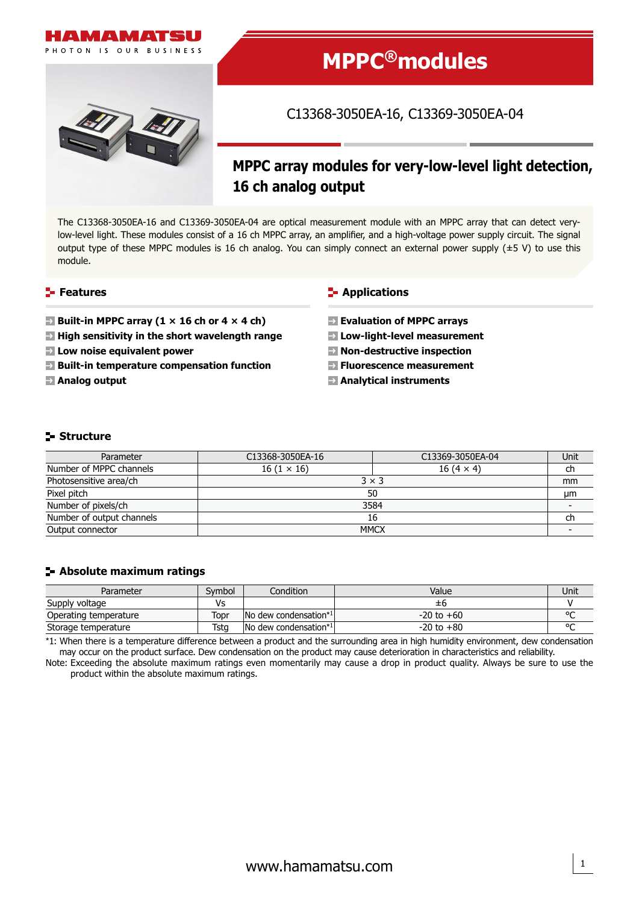HAMAMATSU

PHOTON IS OUR BUSINESS

# MPPC® modules

C13368-3050EA-16, C13369-3050EA-04

## MPPC array modules for very-low-level light detection, 16 ch analog output

The C13368-3050EA-16 and C13369-3050EA-04 are optical measurement module with an MPPC array that can detect very-low-level light. These modules consist of a 16 ch MPPC array, an amplifier, and a high-voltage power supply circuit. The signal output type of these MPPC modules is 16 ch analog. You can simply connect an external power supply (±5 V) to use this module.

### Features

- **Built-in MPPC array (1 × 16 ch or 4 × 4 ch)**
- **High sensitivity in the short wavelength range**
- **Low noise equivalent power**
- **Built-in temperature compensation function**
- **Analog output**

### Applications

- **Evaluation of MPPC arrays**
- **Low-light-level measurement**
- **Non-destructive inspection**
- **Fluorescence measurement**
- **Analytical instruments**

### Structure

| Parameter | C13368-3050EA-16 | C13369-3050EA-04 | Unit |
|---|---|---|---|
| Number of MPPC channels | 16 (1 × 16) | 16 (4 × 4) | ch |
| Photosensitive area/ch | 3 × 3 | | mm |
| Pixel pitch | 50 | | μm |
| Number of pixels/ch | 3584 | | - |
| Number of output channels | 16 | | ch |
| Output connector | MMCX | | - |

### Absolute maximum ratings

| Parameter | Symbol | Condition | Value | Unit |
|---|---|---|---|---|
| Supply voltage | Vs | | ±6 | V |
| Operating temperature | Topr | No dew condensation*1 | -20 to +60 | °C |
| Storage temperature | Tstg | No dew condensation*1 | -20 to +80 | °C |

*1: When there is a temperature difference between a product and the surrounding area in high humidity environment, dew condensation may occur on the product surface. Dew condensation on the product may cause deterioration in characteristics and reliability.

Note: Exceeding the absolute maximum ratings even momentarily may cause a drop in product quality. Always be sure to use the product within the absolute maximum ratings.

www.hamamatsu.com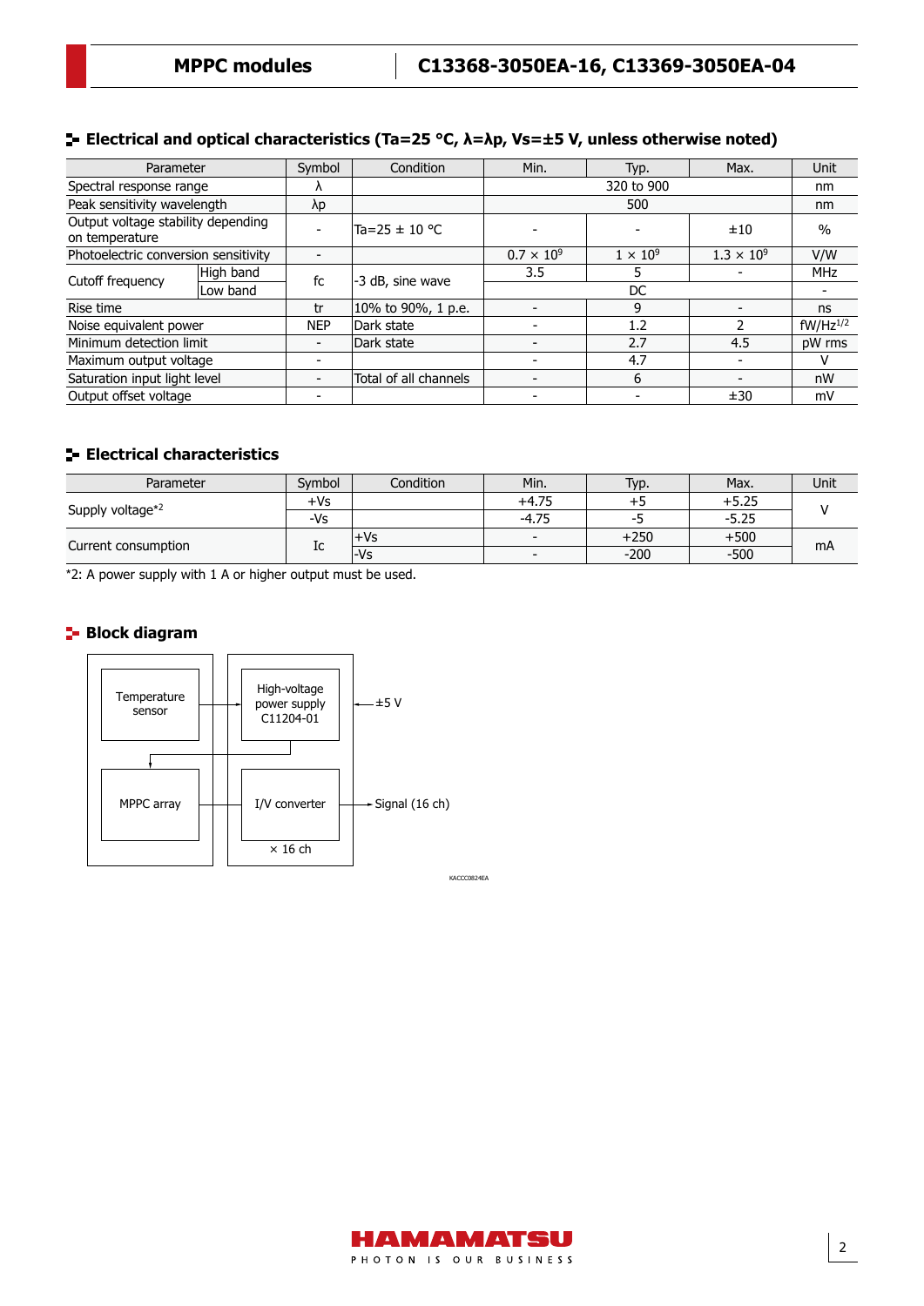## Electrical and optical characteristics (Ta=25 °C, λ=λp, Vs=±5 V, unless otherwise noted)

| Parameter | | Symbol | Condition | Min. | Typ. | Max. | Unit |
|---|---|---|---|---|---|---|---|
| Spectral response range | | λ | | | 320 to 900 | | nm |
| Peak sensitivity wavelength | | λp | | | 500 | | nm |
| Output voltage stability depending on temperature | | - | Ta=25 ± 10 °C | - | - | ±10 | % |
| Photoelectric conversion sensitivity | | - | | $0.7 \times 10^9$ | $1 \times 10^9$ | $1.3 \times 10^9$ | V/W |
| Cutoff frequency | High band | fc | -3 dB, sine wave | 3.5 | 5 | - | MHz |
| | Low band | | | | DC | | - |
| Rise time | | tr | 10% to 90%, 1 p.e. | - | 9 | - | ns |
| Noise equivalent power | | NEP | Dark state | - | 1.2 | 2 | $fW/Hz^{1/2}$ |
| Minimum detection limit | | - | Dark state | - | 2.7 | 4.5 | pW rms |
| Maximum output voltage | | - | | - | 4.7 | - | V |
| Saturation input light level | | - | Total of all channels | - | 6 | - | nW |
| Output offset voltage | | - | | - | - | ±30 | mV |

## Electrical characteristics

| Parameter | Symbol | Condition | Min. | Typ. | Max. | Unit |
|---|---|---|---|---|---|---|
| Supply voltage*2 | +Vs | | +4.75 | +5 | +5.25 | V |
| | -Vs | | -4.75 | -5 | -5.25 | |
| Current consumption | Ic | +Vs | - | +250 | +500 | mA |
| | | -Vs | - | -200 | -500 | |

*2: A power supply with 1 A or higher output must be used.

## Block diagram

Temperature sensor → High-voltage power supply C11204-01 ← ±5 V

MPPC array → I/V converter × 16 ch → Signal (16 ch)

KACCC0824EA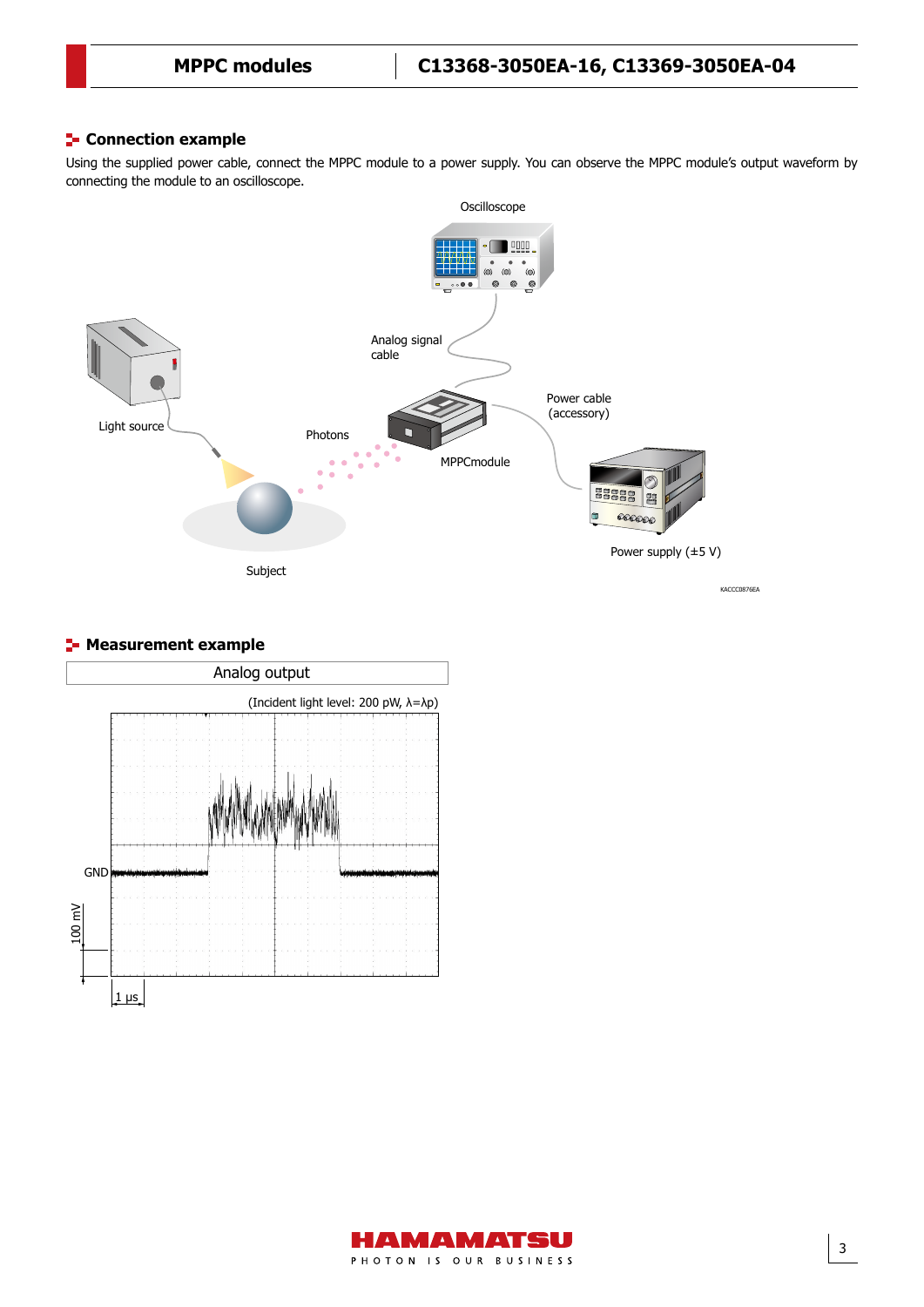## Connection example

Using the supplied power cable, connect the MPPC module to a power supply. You can observe the MPPC module's output waveform by connecting the module to an oscilloscope.

Oscilloscope

Analog signal cable

Power cable (accessory)

Light source

Photons

MPPCmodule

Power supply (±5 V)

Subject

KACCC0876EA

## Measurement example

Analog output

(Incident light level: 200 pW, λ=λp)

GND

100 mV

1 μs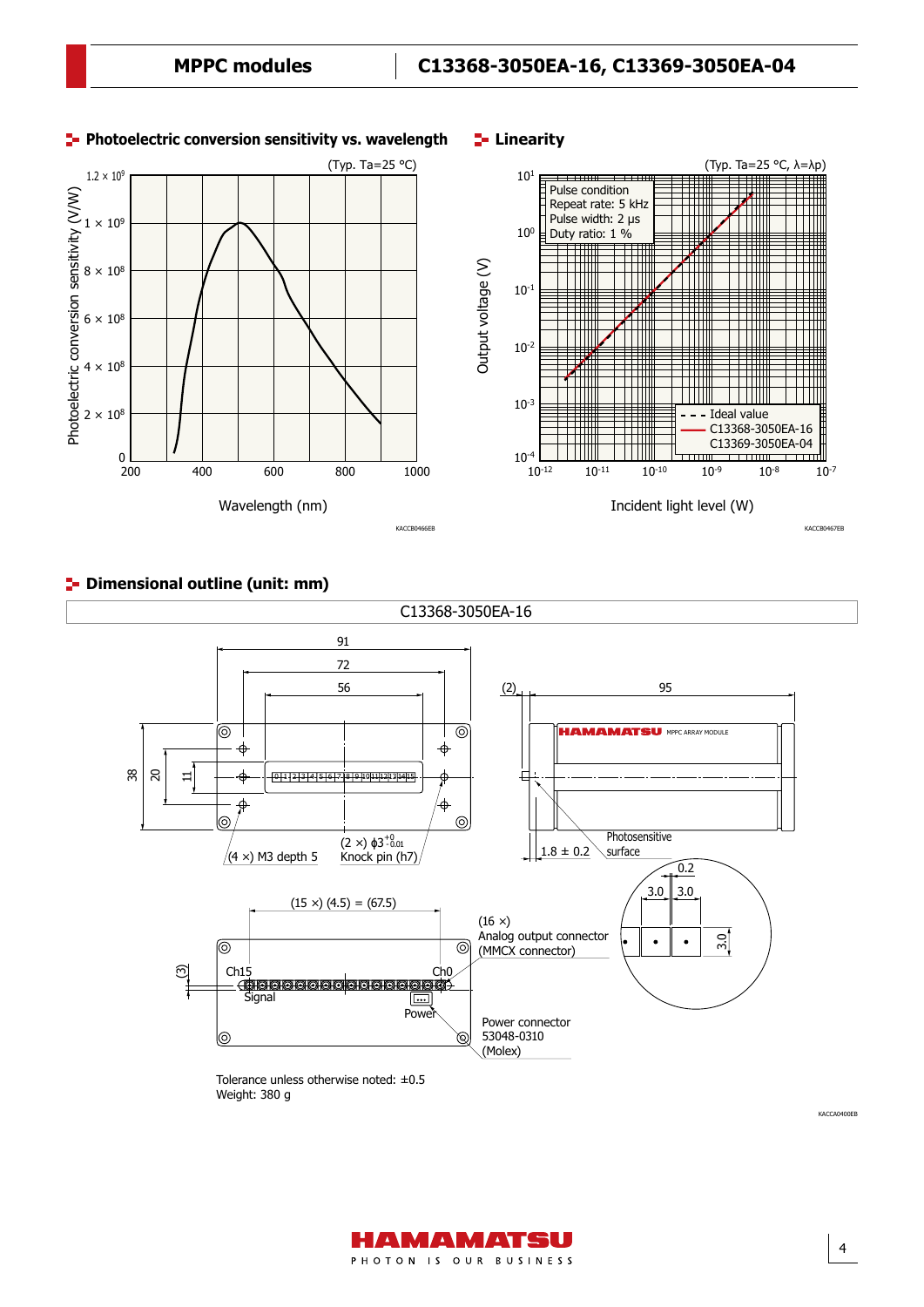## Photoelectric conversion sensitivity vs. wavelength

(Typ. Ta=25 °C)

Photoelectric conversion sensitivity (V/W)

Wavelength (nm)

KACCB0466EB

## Linearity

(Typ. Ta=25 °C, λ=λp)

Pulse condition
Repeat rate: 5 kHz
Pulse width: 2 μs
Duty ratio: 1 %

Ideal value
C13368-3050EA-16
C13369-3050EA-04

Output voltage (V)

Incident light level (W)

KACCB0467EB

## Dimensional outline (unit: mm)

C13368-3050EA-16

(4 ×) M3 depth 5

(2 ×) $\phi 3^{+0}_{-0.01}$ Knock pin (h7)

Photosensitive surface

1.8 ± 0.2

(15 ×) (4.5) = (67.5)

(16 ×) Analog output connector (MMCX connector)

Ch15 Ch0

Signal

Power

Power connector 53048-0310 (Molex)

Tolerance unless otherwise noted: ±0.5
Weight: 380 g

KACCA0400EB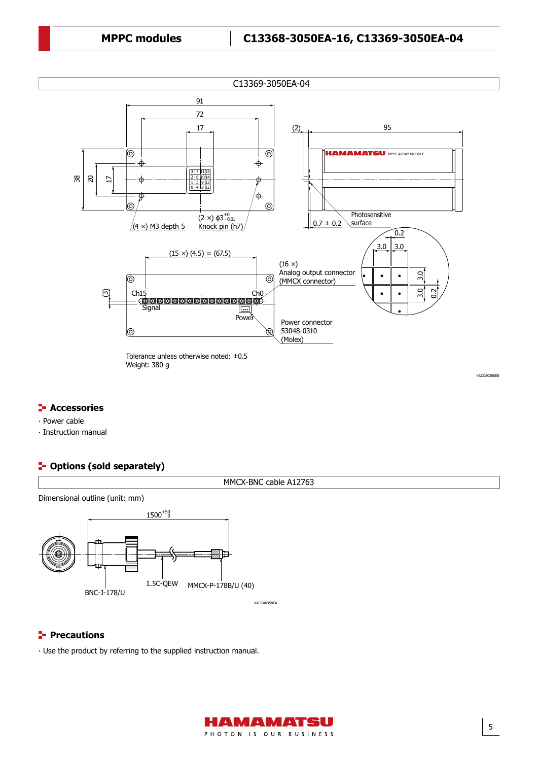C13369-3050EA-04

91

72

17

(2)

95

38

20

17

(4 ×) M3 depth 5

(2 ×) $\phi 3^{+0}_{-0.01}$ Knock pin (h7)

0.7 ± 0.2

Photosensitive surface

(15 ×) (4.5) = (67.5)

(16 ×) Analog output connector (MMCX connector)

(3)

Ch15

Ch0

Signal

Power

Power connector 53048-0310 (Molex)

Tolerance unless otherwise noted: ±0.5
Weight: 380 g

KACCA0380EB

## Accessories

· Power cable
· Instruction manual

## Options (sold separately)

MMCX-BNC cable A12763

Dimensional outline (unit: mm)

$1500^{+50}_{0}$

BNC-J-178/U

1.5C-QEW

MMCX-P-178B/U (40)

KACCA0358EA

## Precautions

· Use the product by referring to the supplied instruction manual.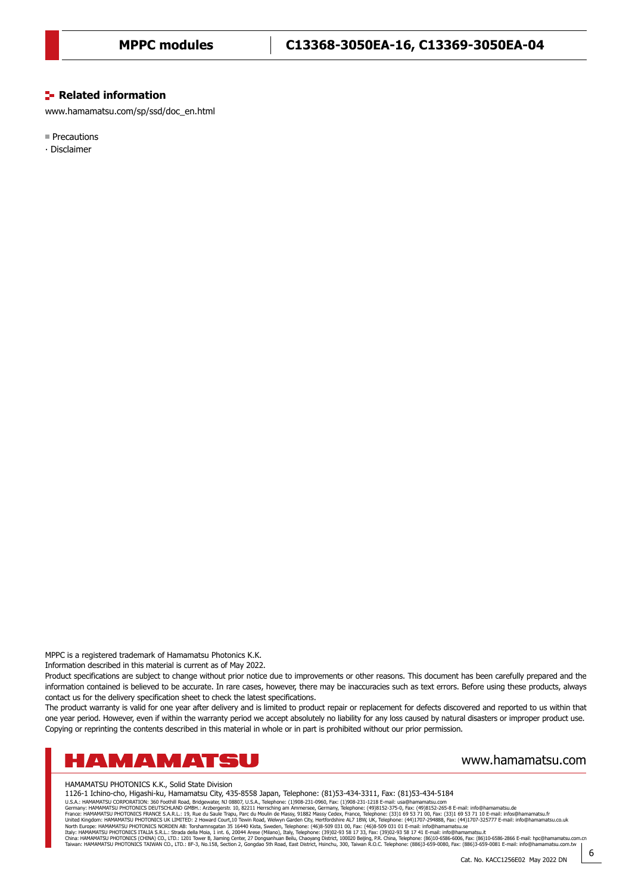## Related information

www.hamamatsu.com/sp/ssd/doc_en.html

- Precautions
  - · Disclaimer

MPPC is a registered trademark of Hamamatsu Photonics K.K.

Information described in this material is current as of May 2022.

Product specifications are subject to change without prior notice due to improvements or other reasons. This document has been carefully prepared and the information contained is believed to be accurate. In rare cases, however, there may be inaccuracies such as text errors. Before using these products, always contact us for the delivery specification sheet to check the latest specifications.

The product warranty is valid for one year after delivery and is limited to product repair or replacement for defects discovered and reported to us within that one year period. However, even if within the warranty period we accept absolutely no liability for any loss caused by natural disasters or improper product use.

Copying or reprinting the contents described in this material in whole or in part is prohibited without our prior permission.

HAMAMATSU

www.hamamatsu.com

HAMAMATSU PHOTONICS K.K., Solid State Division

1126-1 Ichino-cho, Higashi-ku, Hamamatsu City, 435-8558 Japan, Telephone: (81)53-434-3311, Fax: (81)53-434-5184

U.S.A.: HAMAMATSU CORPORATION: 360 Foothill Road, Bridgewater, NJ 08807, U.S.A., Telephone: (1)908-231-0960, Fax: (1)908-231-1218 E-mail: usa@hamamatsu.com

Germany: HAMAMATSU PHOTONICS DEUTSCHLAND GMBH.: Arzbergerstr. 10, 82211 Herrsching am Ammersee, Germany, Telephone: (49)8152-375-0, Fax: (49)8152-265-8 E-mail: info@hamamatsu.de

France: HAMAMATSU PHOTONICS FRANCE S.A.R.L.: 19, Rue du Saule Trapu, Parc du Moulin de Massy, 91882 Massy Cedex, France, Telephone: (33)1 69 53 71 00, Fax: (33)1 69 53 71 10 E-mail: infos@hamamatsu.fr

United Kingdom: HAMAMATSU PHOTONICS UK LIMITED: 2 Howard Court,10 Tewin Road, Welwyn Garden City, Hertfordshire AL7 1BW, UK, Telephone: (44)1707-294888, Fax: (44)1707-325777 E-mail: info@hamamatsu.co.uk

North Europe: HAMAMATSU PHOTONICS NORDEN AB: Torshamnsgatan 35 16440 Kista, Sweden, Telephone: (46)8-509 031 00, Fax: (46)8-509 031 01 E-mail: info@hamamatsu.se

Italy: HAMAMATSU PHOTONICS ITALIA S.R.L.: Strada della Moia, 1 int. 6, 20044 Arese (Milano), Italy, Telephone: (39)02-93 58 17 33, Fax: (39)02-93 58 17 41 E-mail: info@hamamatsu.it

China: HAMAMATSU PHOTONICS (CHINA) CO., LTD.: 1201 Tower B, Jiaming Center, 27 Dongsanhuan Beilu, Chaoyang District, 100020 Beijing, P.R. China, Telephone: (86)10-6586-6006, Fax: (86)10-6586-2866 E-mail: hpc@hamamatsu.com.cn

Taiwan: HAMAMATSU PHOTONICS TAIWAN CO., LTD.: 8F-3, No.158, Section 2, Gongdao 5th Road, East District, Hsinchu, 300, Taiwan R.O.C. Telephone: (886)3-659-0080, Fax: (886)3-659-0081 E-mail: info@hamamatsu.com.tw

Cat. No. KACC1256E02 May 2022 DN